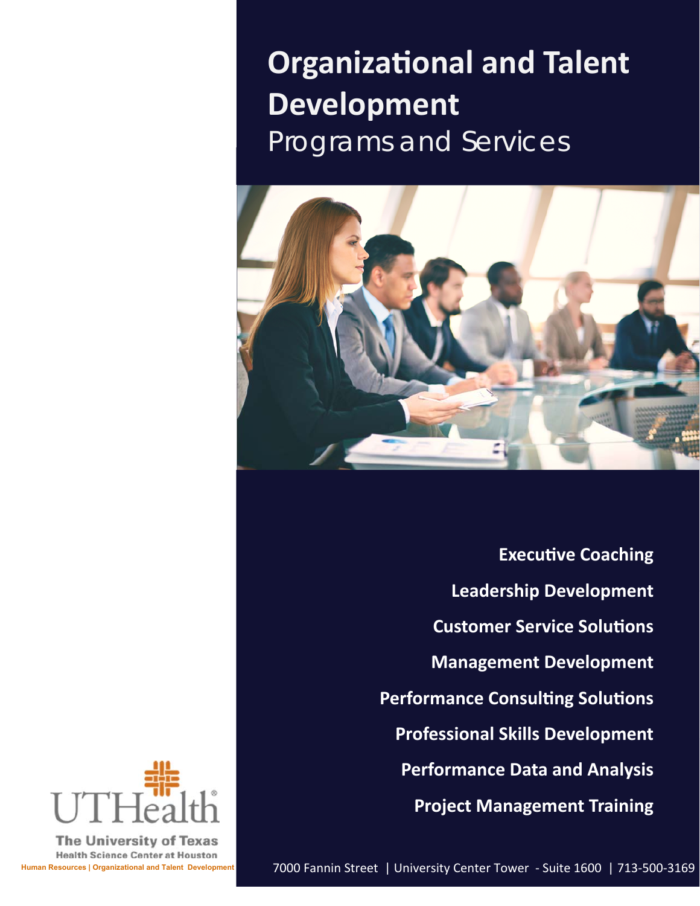# Organizational and Talent Development

## Programs and Services

**Executive Coaching**

**Leadership Development**

**Customer Service Solutions**

**Management Development**

**Performance Consulting Solutions**

**Professional Skills Development**

**Performance Data and Analysis**

**Project Management Training**

UTHealth
The University of Texas
Health Science Center at Houston
Human Resources | Organizational and Talent Development

7000 Fannin Street | University Center Tower - Suite 1600 | 713-500-3169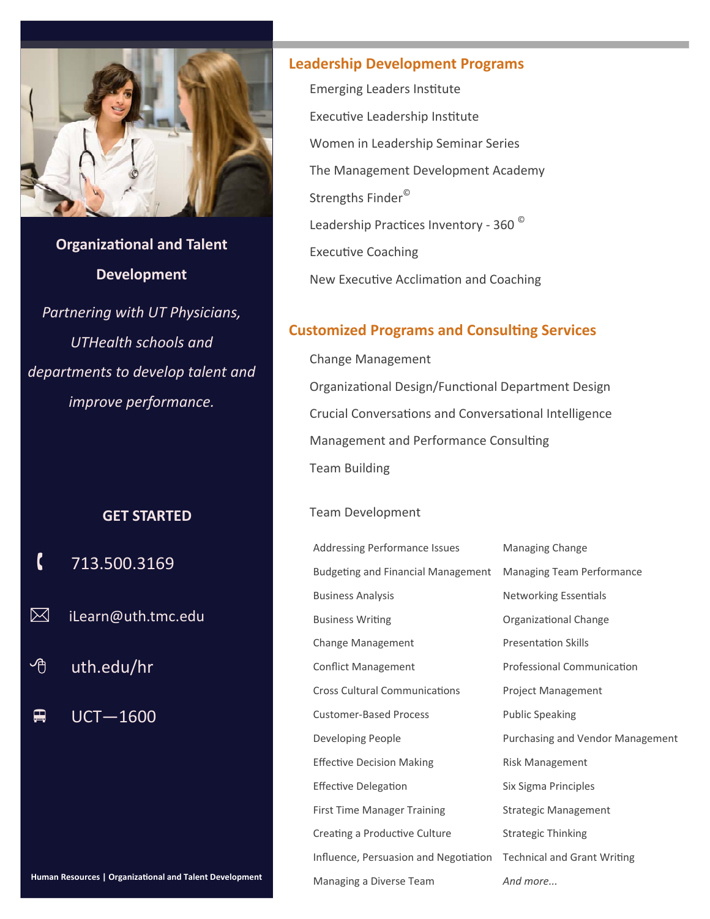## Organizational and Talent Development

*Partnering with UT Physicians, UTHealth schools and departments to develop talent and improve performance.*

### GET STARTED

713.500.3169

iLearn@uth.tmc.edu

uth.edu/hr

UCT—1600

Human Resources | Organizational and Talent Development

## Leadership Development Programs

Emerging Leaders Institute

Executive Leadership Institute

Women in Leadership Seminar Series

The Management Development Academy

Strengths Finder©

Leadership Practices Inventory - 360 ©

Executive Coaching

New Executive Acclimation and Coaching

## Customized Programs and Consulting Services

Change Management

Organizational Design/Functional Department Design

Crucial Conversations and Conversational Intelligence

Management and Performance Consulting

Team Building

Team Development

- Addressing Performance Issues
- Budgeting and Financial Management
- Business Analysis
- Business Writing
- Change Management
- Conflict Management
- Cross Cultural Communications
- Customer-Based Process
- Developing People
- Effective Decision Making
- Effective Delegation
- First Time Manager Training
- Creating a Productive Culture
- Influence, Persuasion and Negotiation
- Managing a Diverse Team
- Managing Change
- Managing Team Performance
- Networking Essentials
- Organizational Change
- Presentation Skills
- Professional Communication
- Project Management
- Public Speaking
- Purchasing and Vendor Management
- Risk Management
- Six Sigma Principles
- Strategic Management
- Strategic Thinking
- Technical and Grant Writing
- *And more...*